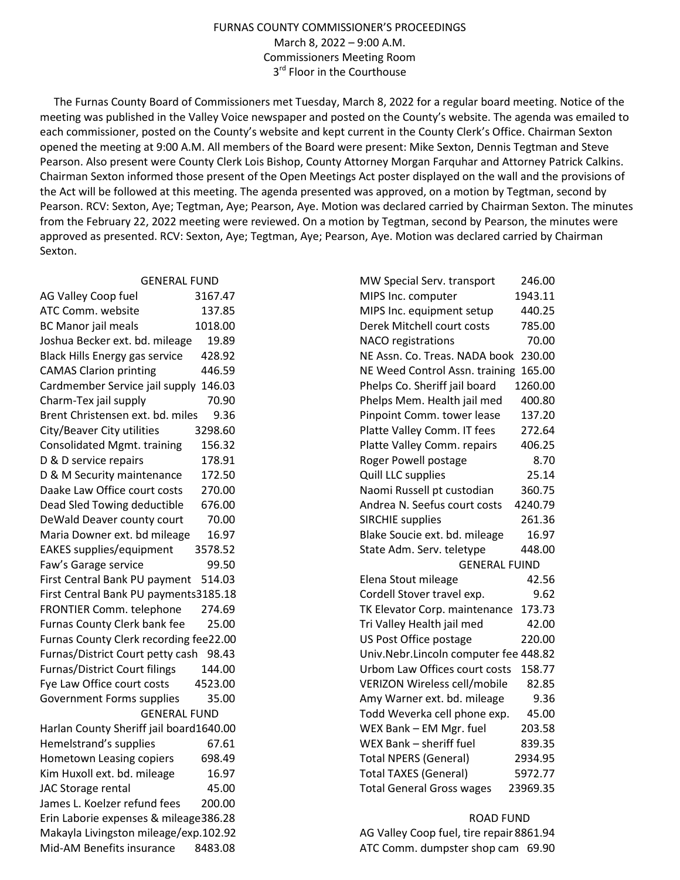FURNAS COUNTY COMMISSIONER'S PROCEEDINGS
March 8, 2022 – 9:00 A.M.
Commissioners Meeting Room
3rd Floor in the Courthouse

The Furnas County Board of Commissioners met Tuesday, March 8, 2022 for a regular board meeting. Notice of the meeting was published in the Valley Voice newspaper and posted on the County's website. The agenda was emailed to each commissioner, posted on the County's website and kept current in the County Clerk's Office. Chairman Sexton opened the meeting at 9:00 A.M. All members of the Board were present: Mike Sexton, Dennis Tegtman and Steve Pearson. Also present were County Clerk Lois Bishop, County Attorney Morgan Farquhar and Attorney Patrick Calkins. Chairman Sexton informed those present of the Open Meetings Act poster displayed on the wall and the provisions of the Act will be followed at this meeting. The agenda presented was approved, on a motion by Tegtman, second by Pearson. RCV: Sexton, Aye; Tegtman, Aye; Pearson, Aye. Motion was declared carried by Chairman Sexton. The minutes from the February 22, 2022 meeting were reviewed. On a motion by Tegtman, second by Pearson, the minutes were approved as presented. RCV: Sexton, Aye; Tegtman, Aye; Pearson, Aye. Motion was declared carried by Chairman Sexton.

GENERAL FUND

| | |
|---|---|
| AG Valley Coop fuel | 3167.47 |
| ATC Comm. website | 137.85 |
| BC Manor jail meals | 1018.00 |
| Joshua Becker ext. bd. mileage | 19.89 |
| Black Hills Energy gas service | 428.92 |
| CAMAS Clarion printing | 446.59 |
| Cardmember Service jail supply | 146.03 |
| Charm-Tex jail supply | 70.90 |
| Brent Christensen ext. bd. miles | 9.36 |
| City/Beaver City utilities | 3298.60 |
| Consolidated Mgmt. training | 156.32 |
| D & D service repairs | 178.91 |
| D & M Security maintenance | 172.50 |
| Daake Law Office court costs | 270.00 |
| Dead Sled Towing deductible | 676.00 |
| DeWald Deaver county court | 70.00 |
| Maria Downer ext. bd mileage | 16.97 |
| EAKES supplies/equipment | 3578.52 |
| Faw's Garage service | 99.50 |
| First Central Bank PU payment | 514.03 |
| First Central Bank PU payments | 3185.18 |
| FRONTIER Comm. telephone | 274.69 |
| Furnas County Clerk bank fee | 25.00 |
| Furnas County Clerk recording fee | 22.00 |
| Furnas/District Court petty cash | 98.43 |
| Furnas/District Court filings | 144.00 |
| Fye Law Office court costs | 4523.00 |
| Government Forms supplies | 35.00 |

GENERAL FUND

| | |
|---|---|
| Harlan County Sheriff jail board | 1640.00 |
| Hemelstrand's supplies | 67.61 |
| Hometown Leasing copiers | 698.49 |
| Kim Huxoll ext. bd. mileage | 16.97 |
| JAC Storage rental | 45.00 |
| James L. Koelzer refund fees | 200.00 |
| Erin Laborie expenses & mileage | 386.28 |
| Makayla Livingston mileage/exp. | 102.92 |
| Mid-AM Benefits insurance | 8483.08 |
| MW Special Serv. transport | 246.00 |
| MIPS Inc. computer | 1943.11 |
| MIPS Inc. equipment setup | 440.25 |
| Derek Mitchell court costs | 785.00 |
| NACO registrations | 70.00 |
| NE Assn. Co. Treas. NADA book | 230.00 |
| NE Weed Control Assn. training | 165.00 |
| Phelps Co. Sheriff jail board | 1260.00 |
| Phelps Mem. Health jail med | 400.80 |
| Pinpoint Comm. tower lease | 137.20 |
| Platte Valley Comm. IT fees | 272.64 |
| Platte Valley Comm. repairs | 406.25 |
| Roger Powell postage | 8.70 |
| Quill LLC supplies | 25.14 |
| Naomi Russell pt custodian | 360.75 |
| Andrea N. Seefus court costs | 4240.79 |
| SIRCHIE supplies | 261.36 |
| Blake Soucie ext. bd. mileage | 16.97 |
| State Adm. Serv. teletype | 448.00 |

GENERAL FUIND

| | |
|---|---|
| Elena Stout mileage | 42.56 |
| Cordell Stover travel exp. | 9.62 |
| TK Elevator Corp. maintenance | 173.73 |
| Tri Valley Health jail med | 42.00 |
| US Post Office postage | 220.00 |
| Univ.Nebr.Lincoln computer fee | 448.82 |
| Urbom Law Offices court costs | 158.77 |
| VERIZON Wireless cell/mobile | 82.85 |
| Amy Warner ext. bd. mileage | 9.36 |
| Todd Weverka cell phone exp. | 45.00 |
| WEX Bank – EM Mgr. fuel | 203.58 |
| WEX Bank – sheriff fuel | 839.35 |
| Total NPERS (General) | 2934.95 |
| Total TAXES (General) | 5972.77 |
| Total General Gross wages | 23969.35 |

ROAD FUND

| | |
|---|---|
| AG Valley Coop fuel, tire repair | 8861.94 |
| ATC Comm. dumpster shop cam | 69.90 |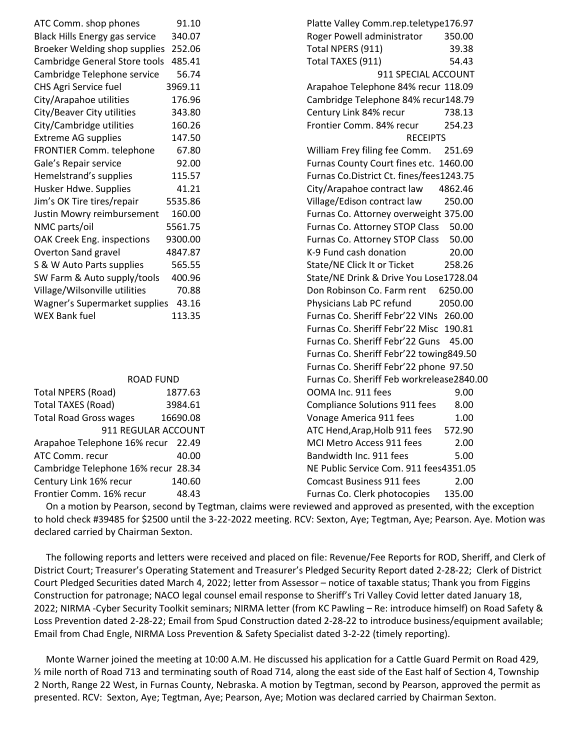| | |
|---|---|
| ATC Comm. shop phones | 91.10 |
| Black Hills Energy gas service | 340.07 |
| Broeker Welding shop supplies | 252.06 |
| Cambridge General Store tools | 485.41 |
| Cambridge Telephone service | 56.74 |
| CHS Agri Service fuel | 3969.11 |
| City/Arapahoe utilities | 176.96 |
| City/Beaver City utilities | 343.80 |
| City/Cambridge utilities | 160.26 |
| Extreme AG supplies | 147.50 |
| FRONTIER Comm. telephone | 67.80 |
| Gale's Repair service | 92.00 |
| Hemelstrand's supplies | 115.57 |
| Husker Hdwe. Supplies | 41.21 |
| Jim's OK Tire tires/repair | 5535.86 |
| Justin Mowry reimbursement | 160.00 |
| NMC parts/oil | 5561.75 |
| OAK Creek Eng. inspections | 9300.00 |
| Overton Sand gravel | 4847.87 |
| S & W Auto Parts supplies | 565.55 |
| SW Farm & Auto supply/tools | 400.96 |
| Village/Wilsonville utilities | 70.88 |
| Wagner's Supermarket supplies | 43.16 |
| WEX Bank fuel | 113.35 |

ROAD FUND

| | |
|---|---|
| Total NPERS (Road) | 1877.63 |
| Total TAXES (Road) | 3984.61 |
| Total Road Gross wages | 16690.08 |

911 REGULAR ACCOUNT

| | |
|---|---|
| Arapahoe Telephone 16% recur | 22.49 |
| ATC Comm. recur | 40.00 |
| Cambridge Telephone 16% recur | 28.34 |
| Century Link 16% recur | 140.60 |
| Frontier Comm. 16% recur | 48.43 |
| Platte Valley Comm.rep.teletype | 176.97 |
| Roger Powell administrator | 350.00 |
| Total NPERS (911) | 39.38 |
| Total TAXES (911) | 54.43 |

911 SPECIAL ACCOUNT

| | |
|---|---|
| Arapahoe Telephone 84% recur | 118.09 |
| Cambridge Telephone 84% recur | 148.79 |
| Century Link 84% recur | 738.13 |
| Frontier Comm. 84% recur | 254.23 |

RECEIPTS

| | |
|---|---|
| William Frey filing fee Comm. | 251.69 |
| Furnas County Court fines etc. | 1460.00 |
| Furnas Co.District Ct. fines/fees | 1243.75 |
| City/Arapahoe contract law | 4862.46 |
| Village/Edison contract law | 250.00 |
| Furnas Co. Attorney overweight | 375.00 |
| Furnas Co. Attorney STOP Class | 50.00 |
| Furnas Co. Attorney STOP Class | 50.00 |
| K-9 Fund cash donation | 20.00 |
| State/NE Click It or Ticket | 258.26 |
| State/NE Drink & Drive You Lose | 1728.04 |
| Don Robinson Co. Farm rent | 6250.00 |
| Physicians Lab PC refund | 2050.00 |
| Furnas Co. Sheriff Febr'22 VINs | 260.00 |
| Furnas Co. Sheriff Febr'22 Misc | 190.81 |
| Furnas Co. Sheriff Febr'22 Guns | 45.00 |
| Furnas Co. Sheriff Febr'22 towing | 849.50 |
| Furnas Co. Sheriff Febr'22 phone | 97.50 |
| Furnas Co. Sheriff Feb workrelease | 2840.00 |
| OOMA Inc. 911 fees | 9.00 |
| Compliance Solutions 911 fees | 8.00 |
| Vonage America 911 fees | 1.00 |
| ATC Hend,Arap,Holb 911 fees | 572.90 |
| MCI Metro Access 911 fees | 2.00 |
| Bandwidth Inc. 911 fees | 5.00 |
| NE Public Service Com. 911 fees | 4351.05 |
| Comcast Business 911 fees | 2.00 |
| Furnas Co. Clerk photocopies | 135.00 |

On a motion by Pearson, second by Tegtman, claims were reviewed and approved as presented, with the exception to hold check #39485 for $2500 until the 3-22-2022 meeting. RCV: Sexton, Aye; Tegtman, Aye; Pearson. Aye. Motion was declared carried by Chairman Sexton.

The following reports and letters were received and placed on file: Revenue/Fee Reports for ROD, Sheriff, and Clerk of District Court; Treasurer's Operating Statement and Treasurer's Pledged Security Report dated 2-28-22; Clerk of District Court Pledged Securities dated March 4, 2022; letter from Assessor – notice of taxable status; Thank you from Figgins Construction for patronage; NACO legal counsel email response to Sheriff's Tri Valley Covid letter dated January 18, 2022; NIRMA -Cyber Security Toolkit seminars; NIRMA letter (from KC Pawling – Re: introduce himself) on Road Safety & Loss Prevention dated 2-28-22; Email from Spud Construction dated 2-28-22 to introduce business/equipment available; Email from Chad Engle, NIRMA Loss Prevention & Safety Specialist dated 3-2-22 (timely reporting).

Monte Warner joined the meeting at 10:00 A.M. He discussed his application for a Cattle Guard Permit on Road 429, ½ mile north of Road 713 and terminating south of Road 714, along the east side of the East half of Section 4, Township 2 North, Range 22 West, in Furnas County, Nebraska. A motion by Tegtman, second by Pearson, approved the permit as presented. RCV: Sexton, Aye; Tegtman, Aye; Pearson, Aye; Motion was declared carried by Chairman Sexton.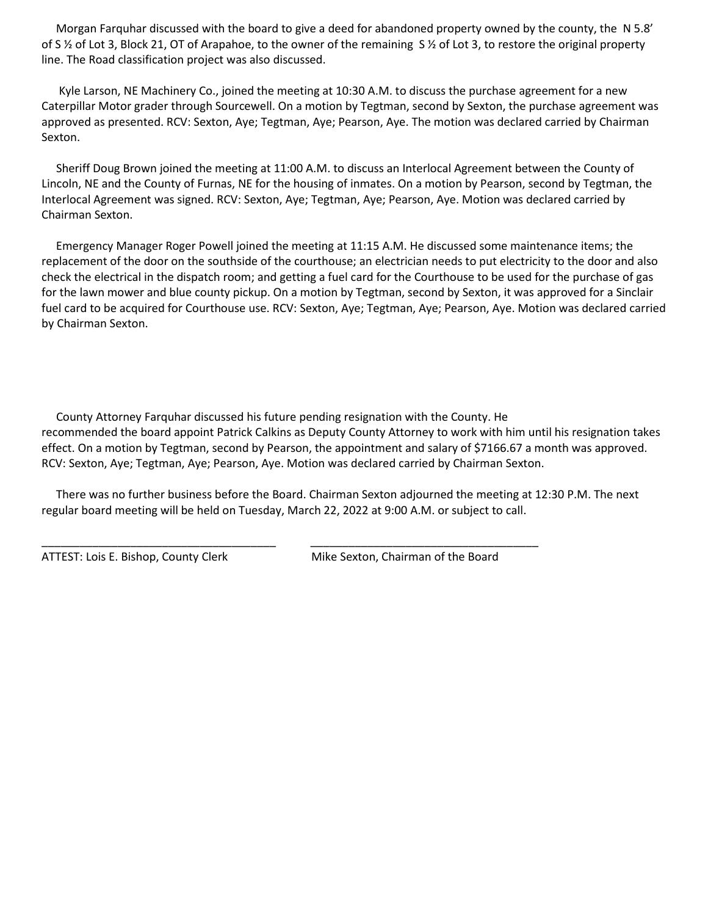Morgan Farquhar discussed with the board to give a deed for abandoned property owned by the county, the N 5.8' of S ½ of Lot 3, Block 21, OT of Arapahoe, to the owner of the remaining S ½ of Lot 3, to restore the original property line. The Road classification project was also discussed.

Kyle Larson, NE Machinery Co., joined the meeting at 10:30 A.M. to discuss the purchase agreement for a new Caterpillar Motor grader through Sourcewell. On a motion by Tegtman, second by Sexton, the purchase agreement was approved as presented. RCV: Sexton, Aye; Tegtman, Aye; Pearson, Aye. The motion was declared carried by Chairman Sexton.

Sheriff Doug Brown joined the meeting at 11:00 A.M. to discuss an Interlocal Agreement between the County of Lincoln, NE and the County of Furnas, NE for the housing of inmates. On a motion by Pearson, second by Tegtman, the Interlocal Agreement was signed. RCV: Sexton, Aye; Tegtman, Aye; Pearson, Aye. Motion was declared carried by Chairman Sexton.

Emergency Manager Roger Powell joined the meeting at 11:15 A.M. He discussed some maintenance items; the replacement of the door on the southside of the courthouse; an electrician needs to put electricity to the door and also check the electrical in the dispatch room; and getting a fuel card for the Courthouse to be used for the purchase of gas for the lawn mower and blue county pickup. On a motion by Tegtman, second by Sexton, it was approved for a Sinclair fuel card to be acquired for Courthouse use. RCV: Sexton, Aye; Tegtman, Aye; Pearson, Aye. Motion was declared carried by Chairman Sexton.

County Attorney Farquhar discussed his future pending resignation with the County. He recommended the board appoint Patrick Calkins as Deputy County Attorney to work with him until his resignation takes effect. On a motion by Tegtman, second by Pearson, the appointment and salary of $7166.67 a month was approved. RCV: Sexton, Aye; Tegtman, Aye; Pearson, Aye. Motion was declared carried by Chairman Sexton.

There was no further business before the Board. Chairman Sexton adjourned the meeting at 12:30 P.M. The next regular board meeting will be held on Tuesday, March 22, 2022 at 9:00 A.M. or subject to call.

______________________________________ ______________________________________

ATTEST: Lois E. Bishop, County Clerk Mike Sexton, Chairman of the Board